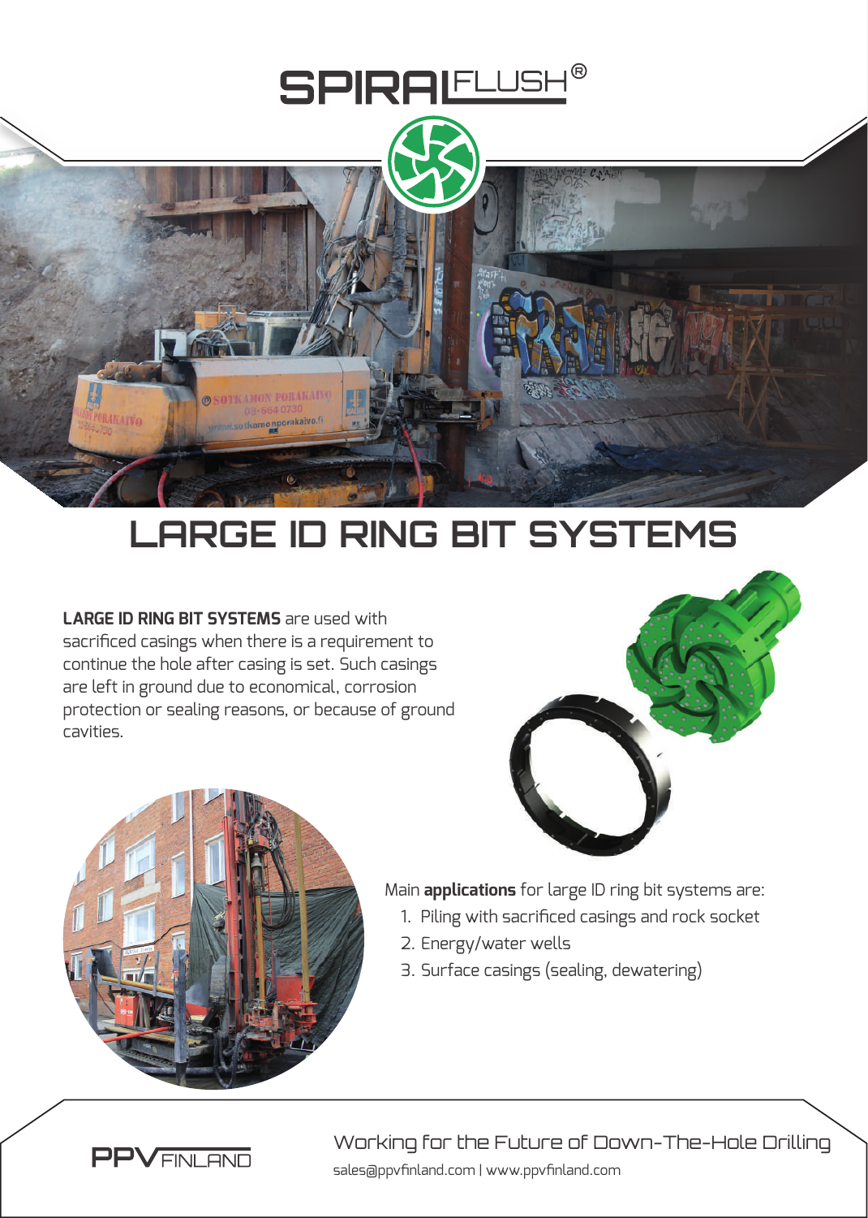SPIRALFLUSH®

# LARGE ID RING BIT SYSTEMS

**LARGE ID RING BIT SYSTEMS** are used with sacrificed casings when there is a requirement to continue the hole after casing is set. Such casings are left in ground due to economical, corrosion protection or sealing reasons, or because of ground cavities.

Main **applications** for large ID ring bit systems are:

1. Piling with sacrificed casings and rock socket
2. Energy/water wells
3. Surface casings (sealing, dewatering)

PPV FINLAND

Working for the Future of Down-The-Hole Drilling

sales@ppvfinland.com | www.ppvfinland.com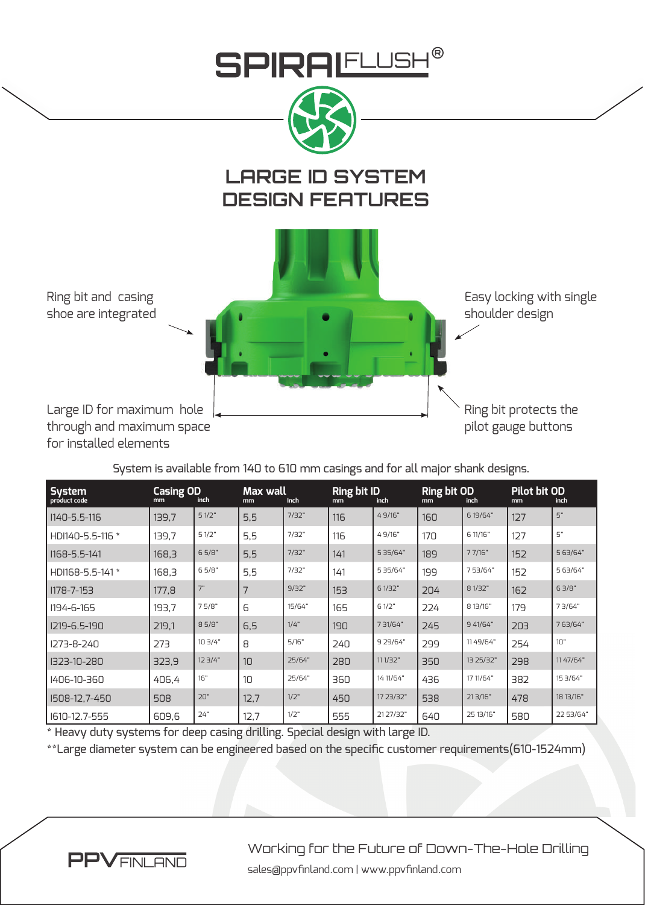# SPIRALFLUSH®

## LARGE ID SYSTEM DESIGN FEATURES

Ring bit and casing shoe are integrated

Easy locking with single shoulder design

Large ID for maximum hole through and maximum space for installed elements

Ring bit protects the pilot gauge buttons

System is available from 140 to 610 mm casings and for all major shank designs.

| System product code | Casing OD mm | Casing OD inch | Max wall mm | Max wall inch | Ring bit ID mm | Ring bit ID inch | Ring bit OD mm | Ring bit OD inch | Pilot bit OD mm | Pilot bit OD inch |
|---|---|---|---|---|---|---|---|---|---|---|
| I140-5.5-116 | 139,7 | 5 1/2" | 5,5 | 7/32" | 116 | 4 9/16" | 160 | 6 19/64" | 127 | 5" |
| HDI140-5.5-116 * | 139,7 | 5 1/2" | 5,5 | 7/32" | 116 | 4 9/16" | 170 | 6 11/16" | 127 | 5" |
| I168-5.5-141 | 168,3 | 6 5/8" | 5,5 | 7/32" | 141 | 5 35/64" | 189 | 7 7/16" | 152 | 5 63/64" |
| HDI168-5.5-141 * | 168,3 | 6 5/8" | 5,5 | 7/32" | 141 | 5 35/64" | 199 | 7 53/64" | 152 | 5 63/64" |
| I178-7-153 | 177,8 | 7" | 7 | 9/32" | 153 | 6 1/32" | 204 | 8 1/32" | 162 | 6 3/8" |
| I194-6-165 | 193,7 | 7 5/8" | 6 | 15/64" | 165 | 6 1/2" | 224 | 8 13/16" | 179 | 7 3/64" |
| I219-6.5-190 | 219,1 | 8 5/8" | 6,5 | 1/4" | 190 | 7 31/64" | 245 | 9 41/64" | 203 | 7 63/64" |
| I273-8-240 | 273 | 10 3/4" | 8 | 5/16" | 240 | 9 29/64" | 299 | 11 49/64" | 254 | 10" |
| I323-10-280 | 323,9 | 12 3/4" | 10 | 25/64" | 280 | 11 1/32" | 350 | 13 25/32" | 298 | 11 47/64" |
| I406-10-360 | 406,4 | 16" | 10 | 25/64" | 360 | 14 11/64" | 436 | 17 11/64" | 382 | 15 3/64" |
| I508-12,7-450 | 508 | 20" | 12,7 | 1/2" | 450 | 17 23/32" | 538 | 21 3/16" | 478 | 18 13/16" |
| I610-12.7-555 | 609,6 | 24" | 12,7 | 1/2" | 555 | 21 27/32" | 640 | 25 13/16" | 580 | 22 53/64" |

* Heavy duty systems for deep casing drilling. Special design with large ID.

**Large diameter system can be engineered based on the specific customer requirements(610-1524mm)

PPV FINLAND

Working for the Future of Down-The-Hole Drilling

sales@ppvfinland.com | www.ppvfinland.com